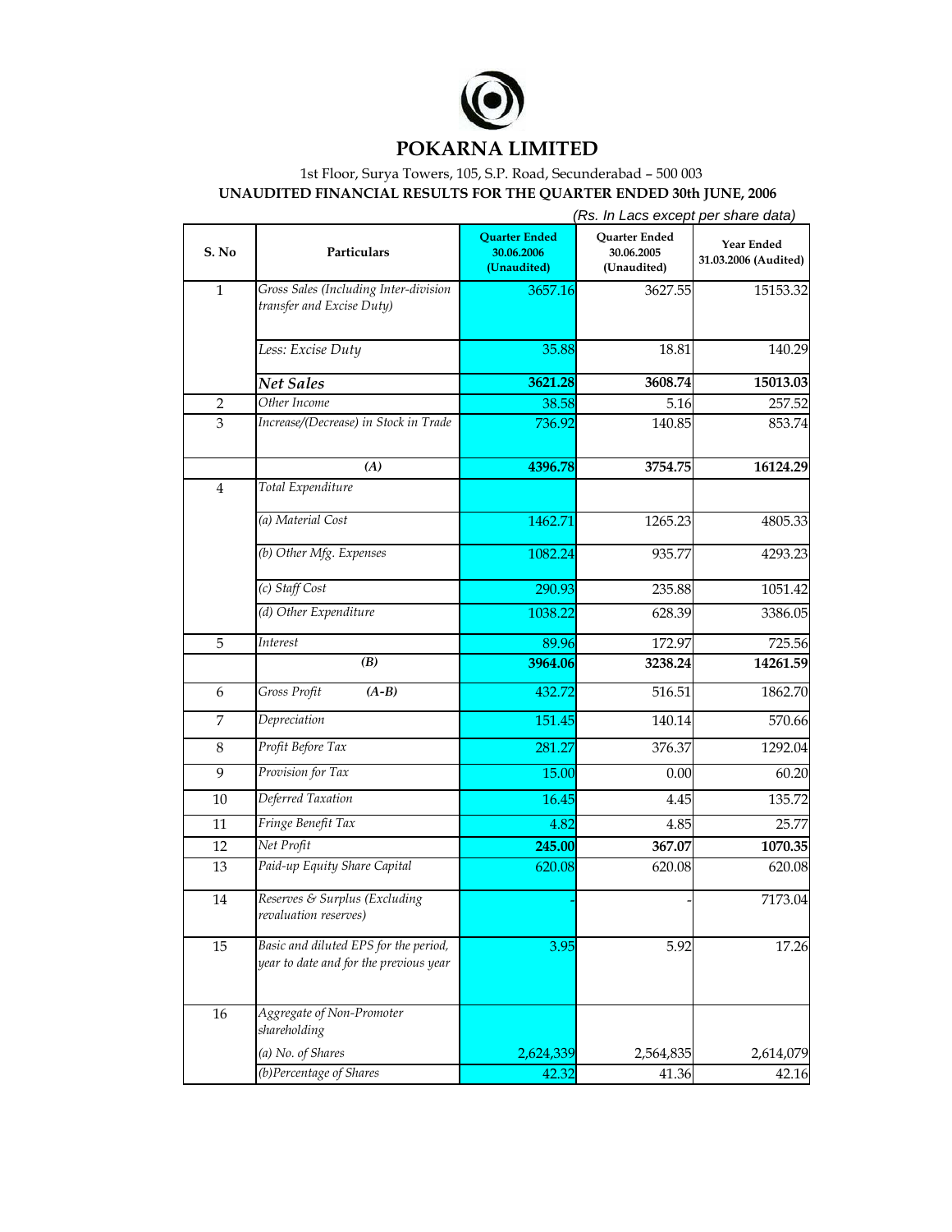# POKARNA LIMITED

1st Floor, Surya Towers, 105, S.P. Road, Secunderabad – 500 003

**UNAUDITED FINANCIAL RESULTS FOR THE QUARTER ENDED 30th JUNE, 2006**

*(Rs. In Lacs except per share data)*

| S. No | Particulars | Quarter Ended 30.06.2006 (Unaudited) | Quarter Ended 30.06.2005 (Unaudited) | Year Ended 31.03.2006 (Audited) |
|---|---|---|---|---|
| 1 | *Gross Sales (Including Inter-division transfer and Excise Duty)* | 3657.16 | 3627.55 | 15153.32 |
| | *Less: Excise Duty* | 35.88 | 18.81 | 140.29 |
| | ***Net Sales*** | **3621.28** | **3608.74** | **15013.03** |
| 2 | *Other Income* | 38.58 | 5.16 | 257.52 |
| 3 | *Increase/(Decrease) in Stock in Trade* | 736.92 | 140.85 | 853.74 |
| | ***(A)*** | **4396.78** | **3754.75** | **16124.29** |
| 4 | *Total Expenditure* | | | |
| | *(a) Material Cost* | 1462.71 | 1265.23 | 4805.33 |
| | *(b) Other Mfg. Expenses* | 1082.24 | 935.77 | 4293.23 |
| | *(c) Staff Cost* | 290.93 | 235.88 | 1051.42 |
| | *(d) Other Expenditure* | 1038.22 | 628.39 | 3386.05 |
| 5 | *Interest* | 89.96 | 172.97 | 725.56 |
| | ***(B)*** | **3964.06** | **3238.24** | **14261.59** |
| 6 | *Gross Profit* ***(A-B)*** | 432.72 | 516.51 | 1862.70 |
| 7 | *Depreciation* | 151.45 | 140.14 | 570.66 |
| 8 | *Profit Before Tax* | 281.27 | 376.37 | 1292.04 |
| 9 | *Provision for Tax* | 15.00 | 0.00 | 60.20 |
| 10 | *Deferred Taxation* | 16.45 | 4.45 | 135.72 |
| 11 | *Fringe Benefit Tax* | 4.82 | 4.85 | 25.77 |
| 12 | *Net Profit* | **245.00** | **367.07** | **1070.35** |
| 13 | *Paid-up Equity Share Capital* | 620.08 | 620.08 | 620.08 |
| 14 | *Reserves & Surplus (Excluding revaluation reserves)* | - | - | 7173.04 |
| 15 | *Basic and diluted EPS for the period, year to date and for the previous year* | 3.95 | 5.92 | 17.26 |
| 16 | *Aggregate of Non-Promoter shareholding* | | | |
| | *(a) No. of Shares* | 2,624,339 | 2,564,835 | 2,614,079 |
| | *(b)Percentage of Shares* | 42.32 | 41.36 | 42.16 |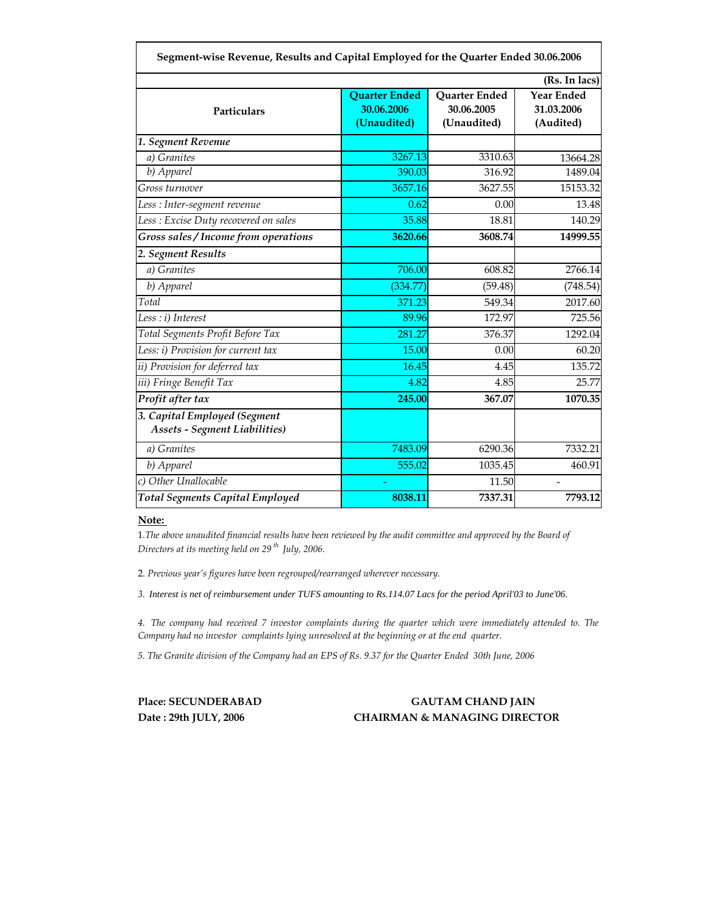**Segment-wise Revenue, Results and Capital Employed for the Quarter Ended 30.06.2006**

(Rs. In lacs)

| Particulars | Quarter Ended 30.06.2006 (Unaudited) | Quarter Ended 30.06.2005 (Unaudited) | Year Ended 31.03.2006 (Audited) |
|---|---|---|---|
| *1. Segment Revenue* | | | |
| *a) Granites* | 3267.13 | 3310.63 | 13664.28 |
| *b) Apparel* | 390.03 | 316.92 | 1489.04 |
| *Gross turnover* | 3657.16 | 3627.55 | 15153.32 |
| *Less : Inter-segment revenue* | 0.62 | 0.00 | 13.48 |
| *Less : Excise Duty recovered on sales* | 35.88 | 18.81 | 140.29 |
| ***Gross sales / Income from operations*** | **3620.66** | **3608.74** | **14999.55** |
| *2. Segment Results* | | | |
| *a) Granites* | 706.00 | 608.82 | 2766.14 |
| *b) Apparel* | (334.77) | (59.48) | (748.54) |
| *Total* | 371.23 | 549.34 | 2017.60 |
| *Less : i) Interest* | 89.96 | 172.97 | 725.56 |
| *Total Segments Profit Before Tax* | 281.27 | 376.37 | 1292.04 |
| *Less: i) Provision for current tax* | 15.00 | 0.00 | 60.20 |
| *ii) Provision for deferred tax* | 16.45 | 4.45 | 135.72 |
| *iii) Fringe Benefit Tax* | 4.82 | 4.85 | 25.77 |
| ***Profit after tax*** | **245.00** | **367.07** | **1070.35** |
| *3. Capital Employed (Segment Assets - Segment Liabilities)* | | | |
| *a) Granites* | 7483.09 | 6290.36 | 7332.21 |
| *b) Apparel* | 555.02 | 1035.45 | 460.91 |
| *c) Other Unallocable* | - | 11.50 | - |
| ***Total Segments Capital Employed*** | **8038.11** | **7337.31** | **7793.12** |

**Note:**

1. *The above unaudited financial results have been reviewed by the audit committee and approved by the Board of Directors at its meeting held on 29th July, 2006.*

2. *Previous year's figures have been regrouped/rearranged wherever necessary.*

3. *Interest is net of reimbursement under TUFS amounting to Rs.114.07 Lacs for the period April'03 to June'06.*

4. *The company had received 7 investor complaints during the quarter which were immediately attended to. The Company had no investor complaints lying unresolved at the beginning or at the end quarter.*

5. *The Granite division of the Company had an EPS of Rs. 9.37 for the Quarter Ended 30th June, 2006*

**Place: SECUNDERABAD**
**Date : 29th JULY, 2006**

**GAUTAM CHAND JAIN**
**CHAIRMAN & MANAGING DIRECTOR**